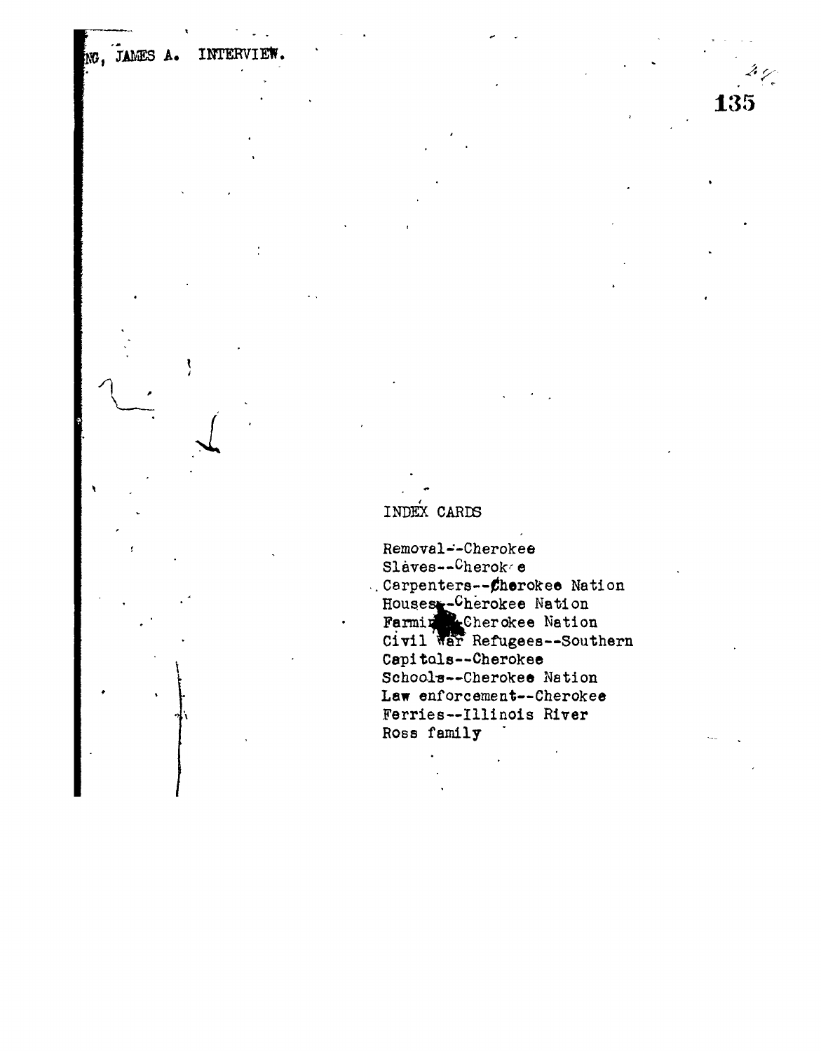NG, JAMES A. INTERVIEW.

INDEX CARDS

Removal--Cherokee
Slaves--Cherokee
Carpenters--Cherokee Nation
Houses--Cherokee Nation
Farming--Cherokee Nation
Civil War Refugees--Southern
Capitols--Cherokee
Schools--Cherokee Nation
Law enforcement--Cherokee
Ferries--Illinois River
Ross family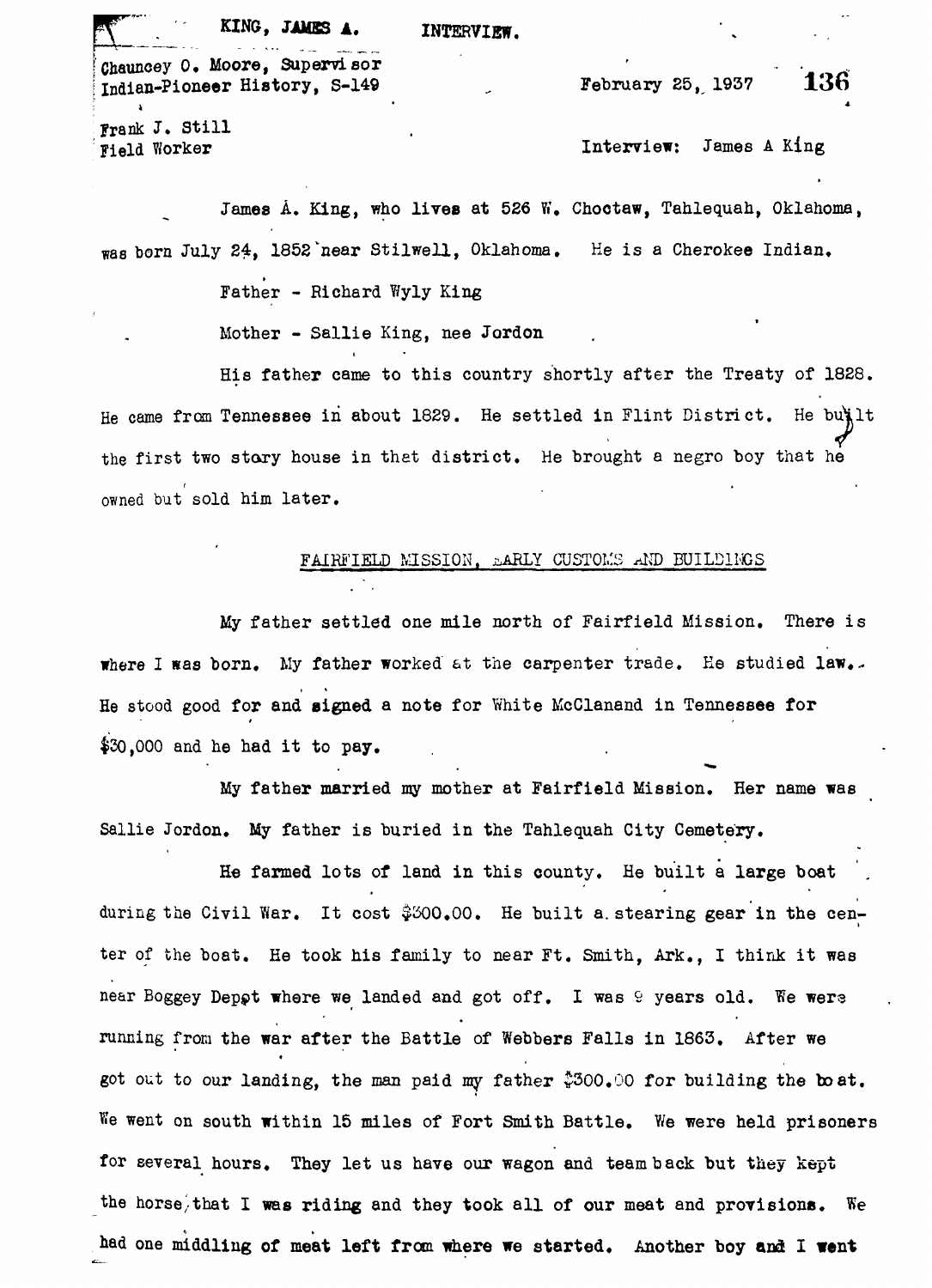KING, JAMES A. INTERVIEW.

Chauncey O. Moore, Supervisor
Indian-Pioneer History, S-149

February 25, 1937

Frank J. Still
Field Worker

Interview: James A King

James A. King, who lives at 526 W. Choctaw, Tahlequah, Oklahoma, was born July 24, 1852 near Stilwell, Oklahoma. He is a Cherokee Indian.

Father - Richard Wyly King

Mother - Sallie King, nee Jordon

His father came to this country shortly after the Treaty of 1828. He came from Tennessee in about 1829. He settled in Flint District. He built the first two story house in that district. He brought a negro boy that he owned but sold him later.

## FAIRFIELD MISSION, EARLY CUSTOMS AND BUILDINGS

My father settled one mile north of Fairfield Mission. There is where I was born. My father worked at the carpenter trade. He studied law. He stood good for and signed a note for White McClanand in Tennessee for $30,000 and he had it to pay.

My father married my mother at Fairfield Mission. Her name was Sallie Jordon. My father is buried in the Tahlequah City Cemetery.

He farmed lots of land in this county. He built a large boat during the Civil War. It cost $300.00. He built a stearing gear in the center of the boat. He took his family to near Ft. Smith, Ark., I think it was near Boggey Depot where we landed and got off. I was 9 years old. We were running from the war after the Battle of Webbers Falls in 1863. After we got out to our landing, the man paid my father $300.00 for building the boat. We went on south within 15 miles of Fort Smith Battle. We were held prisoners for several hours. They let us have our wagon and team back but they kept the horse that I was riding and they took all of our meat and provisions. We had one middling of meat left from where we started. Another boy and I went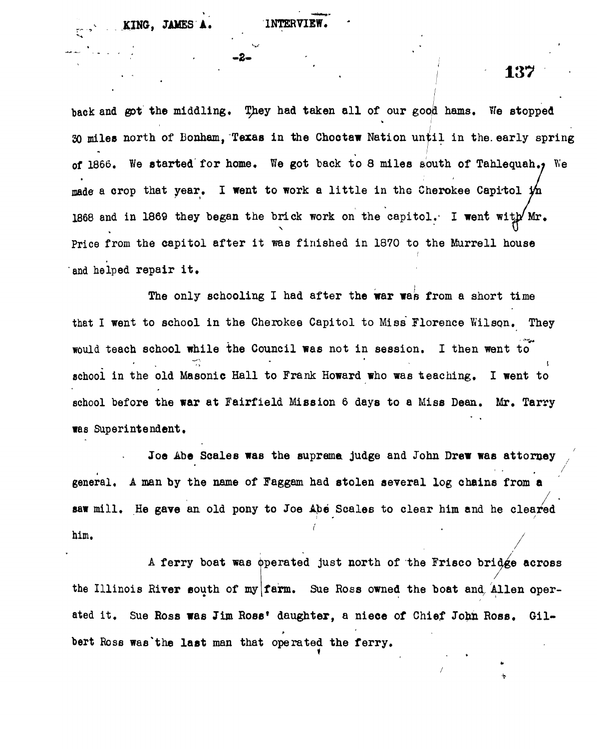back and got the middling. They had taken all of our good hams. We stopped 30 miles north of Bonham, Texas in the Choctaw Nation until in the early spring of 1866. We started for home. We got back to 8 miles south of Tahlequah. We made a crop that year. I went to work a little in the Cherokee Capitol in 1868 and in 1869 they began the brick work on the capitol. I went with Mr. Price from the capitol after it was finished in 1870 to the Murrell house and helped repair it.

The only schooling I had after the war was from a short time that I went to school in the Cherokee Capitol to Miss Florence Wilson. They would teach school while the Council was not in session. I then went to school in the old Masonic Hall to Frank Howard who was teaching. I went to school before the war at Fairfield Mission 6 days to a Miss Dean. Mr. Tarry was Superintendent.

Joe Abe Scales was the supreme judge and John Drew was attorney general. A man by the name of Faggam had stolen several log chains from a saw mill. He gave an old pony to Joe Abe Scales to clear him and he cleared him.

A ferry boat was operated just north of the Frisco bridge across the Illinois River south of my farm. Sue Ross owned the boat and Allen operated it. Sue Ross was Jim Ross' daughter, a niece of Chief John Ross. Gilbert Ross was the last man that operated the ferry.